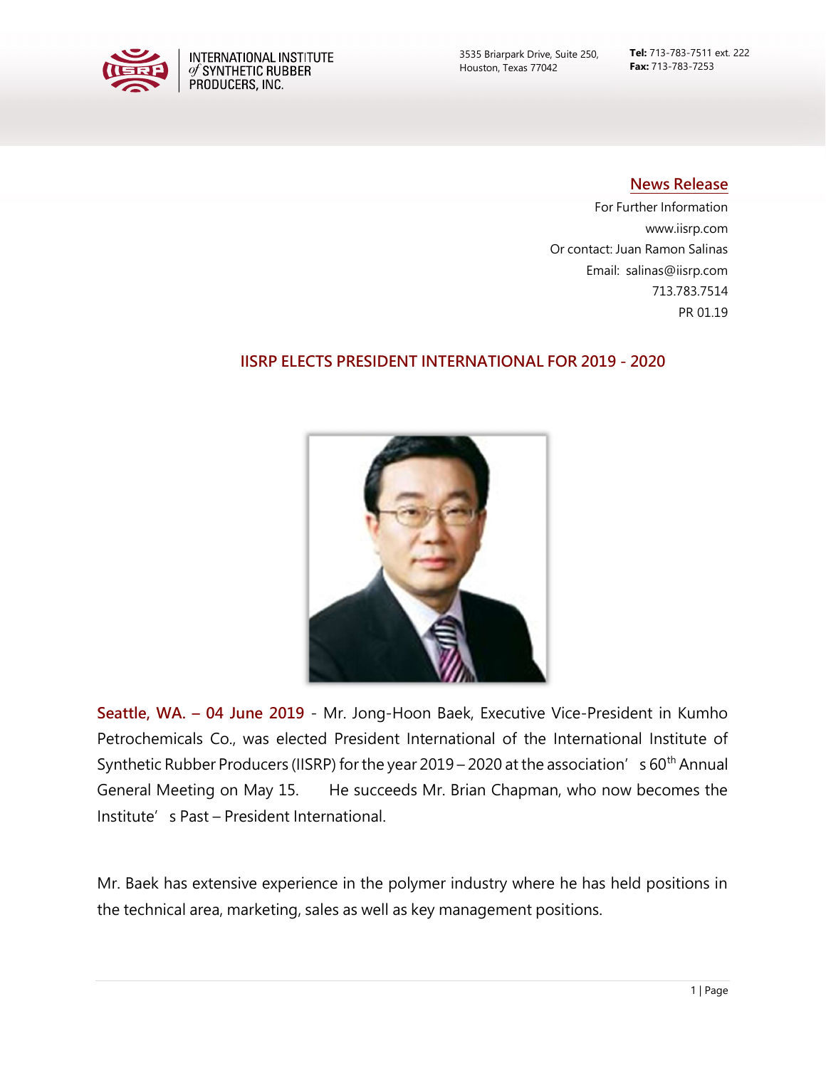INTERNATIONAL INSTITUTE *of* SYNTHETIC RUBBER PRODUCERS, INC.

3535 Briarpark Drive, Suite 250,
Houston, Texas 77042

**Tel:** 713-783-7511 ext. 222
**Fax:** 713-783-7253

**News Release**

For Further Information
www.iisrp.com
Or contact: Juan Ramon Salinas
Email: salinas@iisrp.com
713.783.7514
PR 01.19

## IISRP ELECTS PRESIDENT INTERNATIONAL FOR 2019 - 2020

**Seattle, WA. – 04 June 2019** - Mr. Jong-Hoon Baek, Executive Vice-President in Kumho Petrochemicals Co., was elected President International of the International Institute of Synthetic Rubber Producers (IISRP) for the year 2019 – 2020 at the association's 60th Annual General Meeting on May 15. He succeeds Mr. Brian Chapman, who now becomes the Institute's Past – President International.

Mr. Baek has extensive experience in the polymer industry where he has held positions in the technical area, marketing, sales as well as key management positions.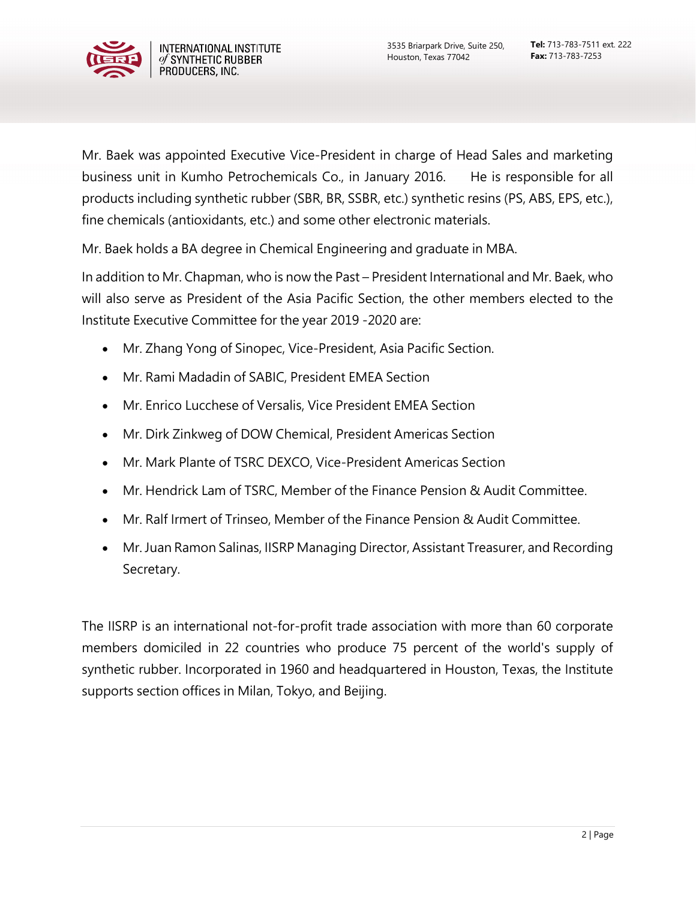Mr. Baek was appointed Executive Vice-President in charge of Head Sales and marketing business unit in Kumho Petrochemicals Co., in January 2016. He is responsible for all products including synthetic rubber (SBR, BR, SSBR, etc.) synthetic resins (PS, ABS, EPS, etc.), fine chemicals (antioxidants, etc.) and some other electronic materials.

Mr. Baek holds a BA degree in Chemical Engineering and graduate in MBA.

In addition to Mr. Chapman, who is now the Past – President International and Mr. Baek, who will also serve as President of the Asia Pacific Section, the other members elected to the Institute Executive Committee for the year 2019 -2020 are:

- Mr. Zhang Yong of Sinopec, Vice-President, Asia Pacific Section.
- Mr. Rami Madadin of SABIC, President EMEA Section
- Mr. Enrico Lucchese of Versalis, Vice President EMEA Section
- Mr. Dirk Zinkweg of DOW Chemical, President Americas Section
- Mr. Mark Plante of TSRC DEXCO, Vice-President Americas Section
- Mr. Hendrick Lam of TSRC, Member of the Finance Pension & Audit Committee.
- Mr. Ralf Irmert of Trinseo, Member of the Finance Pension & Audit Committee.
- Mr. Juan Ramon Salinas, IISRP Managing Director, Assistant Treasurer, and Recording Secretary.

The IISRP is an international not-for-profit trade association with more than 60 corporate members domiciled in 22 countries who produce 75 percent of the world's supply of synthetic rubber. Incorporated in 1960 and headquartered in Houston, Texas, the Institute supports section offices in Milan, Tokyo, and Beijing.